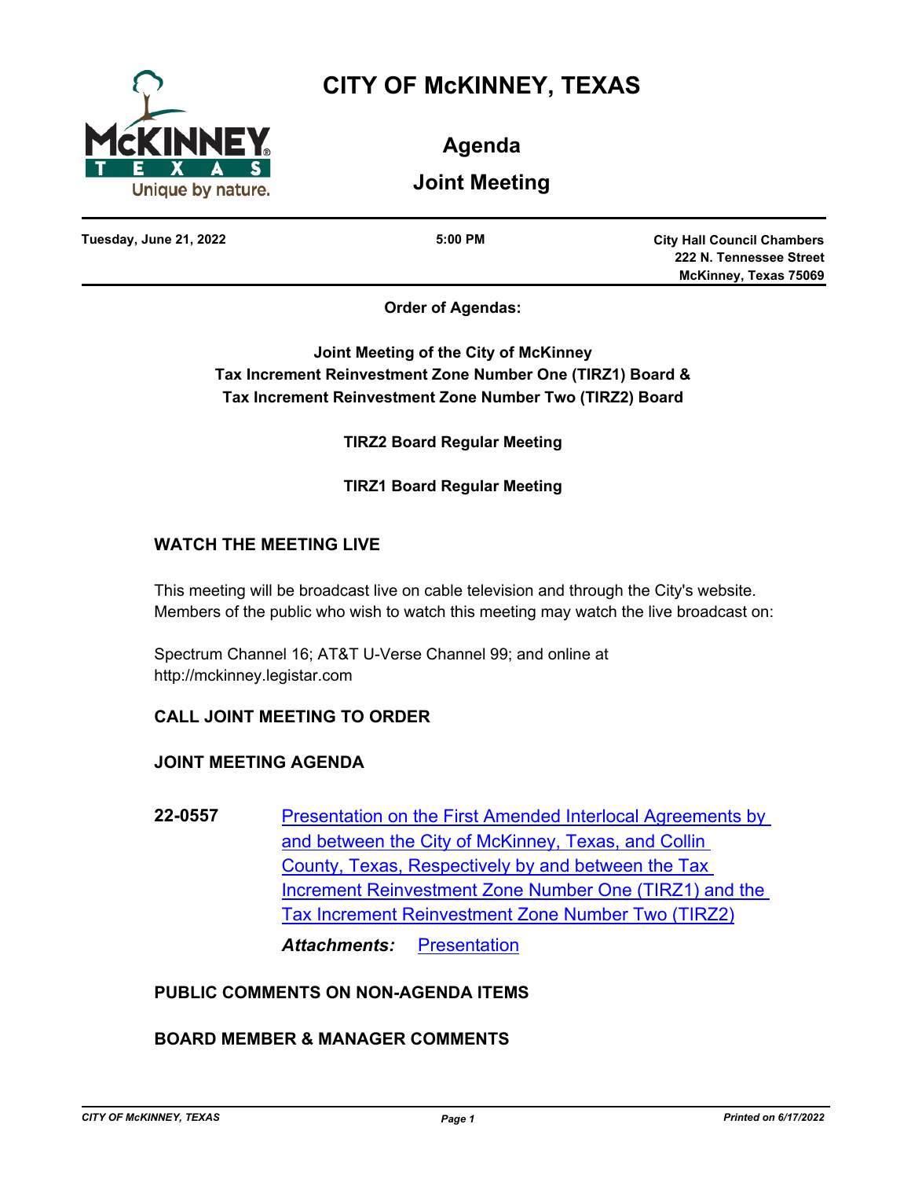# CITY OF McKINNEY, TEXAS

## Agenda

## Joint Meeting

**Tuesday, June 21, 2022** | **5:00 PM** | **City Hall Council Chambers, 222 N. Tennessee Street, McKinney, Texas 75069**

**Order of Agendas:**

**Joint Meeting of the City of McKinney Tax Increment Reinvestment Zone Number One (TIRZ1) Board & Tax Increment Reinvestment Zone Number Two (TIRZ2) Board**

**TIRZ2 Board Regular Meeting**

**TIRZ1 Board Regular Meeting**

### WATCH THE MEETING LIVE

This meeting will be broadcast live on cable television and through the City's website. Members of the public who wish to watch this meeting may watch the live broadcast on:

Spectrum Channel 16; AT&T U-Verse Channel 99; and online at http://mckinney.legistar.com

### CALL JOINT MEETING TO ORDER

### JOINT MEETING AGENDA

**22-0557** Presentation on the First Amended Interlocal Agreements by and between the City of McKinney, Texas, and Collin County, Texas, Respectively by and between the Tax Increment Reinvestment Zone Number One (TIRZ1) and the Tax Increment Reinvestment Zone Number Two (TIRZ2)

***Attachments:*** Presentation

### PUBLIC COMMENTS ON NON-AGENDA ITEMS

### BOARD MEMBER & MANAGER COMMENTS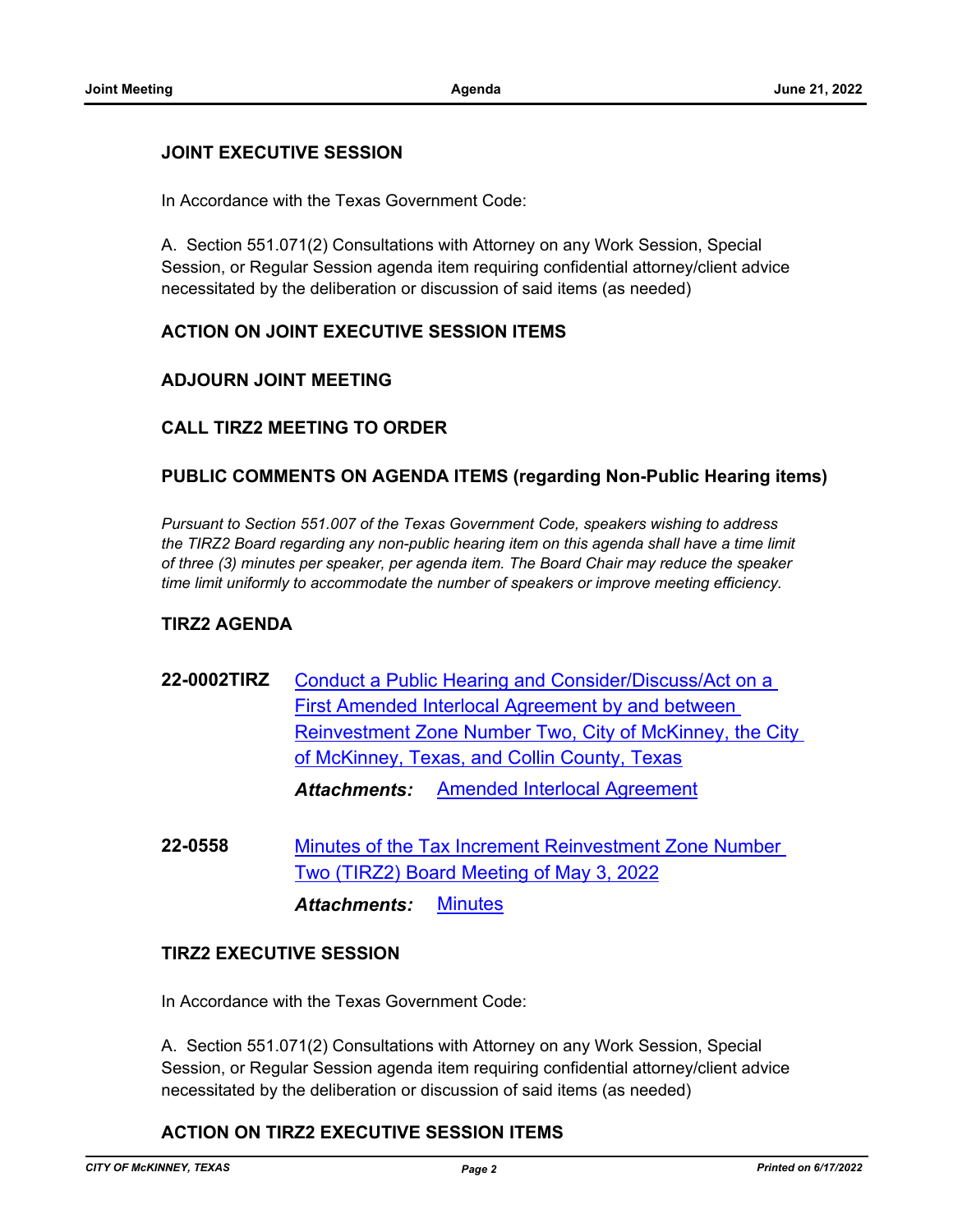## JOINT EXECUTIVE SESSION

In Accordance with the Texas Government Code:

A. Section 551.071(2) Consultations with Attorney on any Work Session, Special Session, or Regular Session agenda item requiring confidential attorney/client advice necessitated by the deliberation or discussion of said items (as needed)

## ACTION ON JOINT EXECUTIVE SESSION ITEMS

## ADJOURN JOINT MEETING

## CALL TIRZ2 MEETING TO ORDER

## PUBLIC COMMENTS ON AGENDA ITEMS (regarding Non-Public Hearing items)

*Pursuant to Section 551.007 of the Texas Government Code, speakers wishing to address the TIRZ2 Board regarding any non-public hearing item on this agenda shall have a time limit of three (3) minutes per speaker, per agenda item. The Board Chair may reduce the speaker time limit uniformly to accommodate the number of speakers or improve meeting efficiency.*

## TIRZ2 AGENDA

**22-0002TIRZ** Conduct a Public Hearing and Consider/Discuss/Act on a First Amended Interlocal Agreement by and between Reinvestment Zone Number Two, City of McKinney, the City of McKinney, Texas, and Collin County, Texas

***Attachments:*** Amended Interlocal Agreement

**22-0558** Minutes of the Tax Increment Reinvestment Zone Number Two (TIRZ2) Board Meeting of May 3, 2022

***Attachments:*** Minutes

## TIRZ2 EXECUTIVE SESSION

In Accordance with the Texas Government Code:

A. Section 551.071(2) Consultations with Attorney on any Work Session, Special Session, or Regular Session agenda item requiring confidential attorney/client advice necessitated by the deliberation or discussion of said items (as needed)

## ACTION ON TIRZ2 EXECUTIVE SESSION ITEMS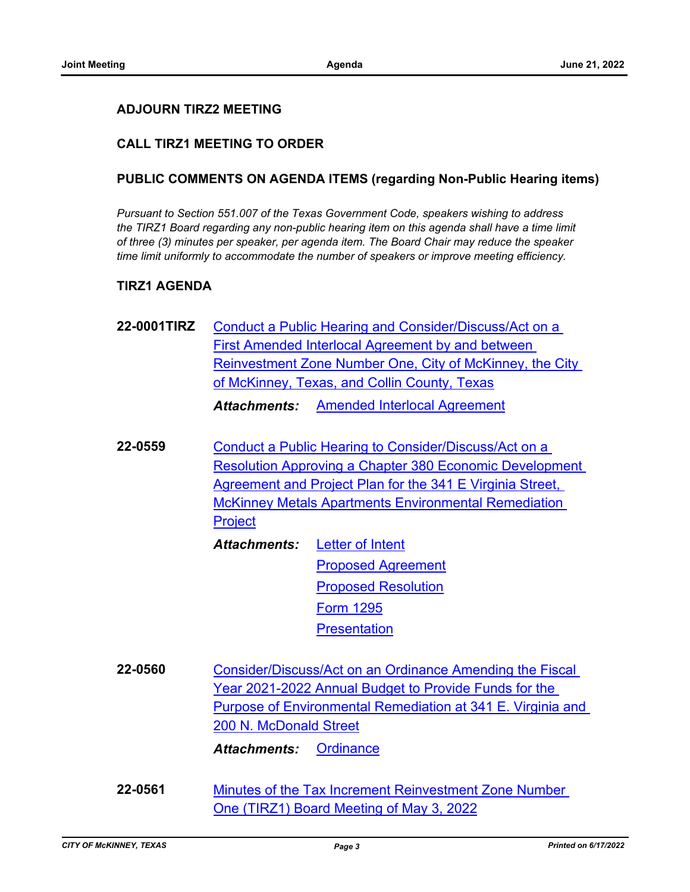**ADJOURN TIRZ2 MEETING**

**CALL TIRZ1 MEETING TO ORDER**

**PUBLIC COMMENTS ON AGENDA ITEMS (regarding Non-Public Hearing items)**

*Pursuant to Section 551.007 of the Texas Government Code, speakers wishing to address the TIRZ1 Board regarding any non-public hearing item on this agenda shall have a time limit of three (3) minutes per speaker, per agenda item. The Board Chair may reduce the speaker time limit uniformly to accommodate the number of speakers or improve meeting efficiency.*

**TIRZ1 AGENDA**

**22-0001TIRZ** Conduct a Public Hearing and Consider/Discuss/Act on a First Amended Interlocal Agreement by and between Reinvestment Zone Number One, City of McKinney, the City of McKinney, Texas, and Collin County, Texas

***Attachments:*** Amended Interlocal Agreement

**22-0559** Conduct a Public Hearing to Consider/Discuss/Act on a Resolution Approving a Chapter 380 Economic Development Agreement and Project Plan for the 341 E Virginia Street, McKinney Metals Apartments Environmental Remediation Project

***Attachments:*** Letter of Intent
Proposed Agreement
Proposed Resolution
Form 1295
Presentation

**22-0560** Consider/Discuss/Act on an Ordinance Amending the Fiscal Year 2021-2022 Annual Budget to Provide Funds for the Purpose of Environmental Remediation at 341 E. Virginia and 200 N. McDonald Street

***Attachments:*** Ordinance

**22-0561** Minutes of the Tax Increment Reinvestment Zone Number One (TIRZ1) Board Meeting of May 3, 2022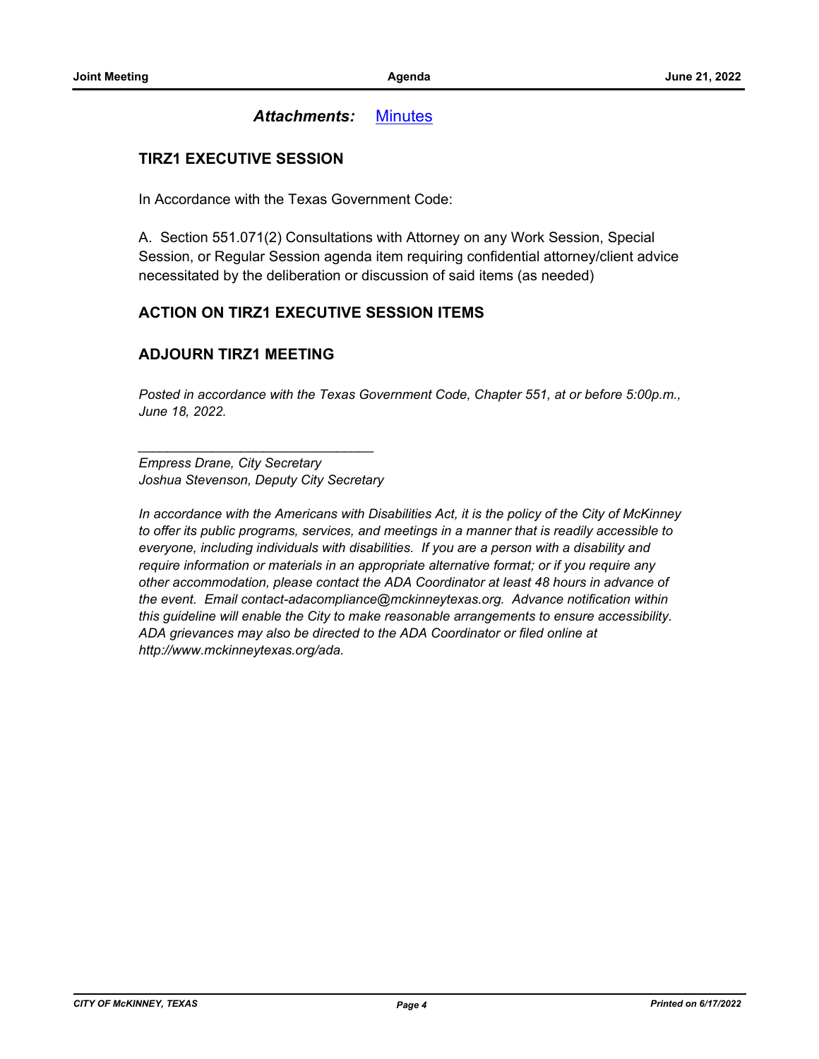***Attachments:*** Minutes

## TIRZ1 EXECUTIVE SESSION

In Accordance with the Texas Government Code:

A. Section 551.071(2) Consultations with Attorney on any Work Session, Special Session, or Regular Session agenda item requiring confidential attorney/client advice necessitated by the deliberation or discussion of said items (as needed)

## ACTION ON TIRZ1 EXECUTIVE SESSION ITEMS

## ADJOURN TIRZ1 MEETING

*Posted in accordance with the Texas Government Code, Chapter 551, at or before 5:00p.m., June 18, 2022.*

_______________________________

*Empress Drane, City Secretary*
*Joshua Stevenson, Deputy City Secretary*

*In accordance with the Americans with Disabilities Act, it is the policy of the City of McKinney to offer its public programs, services, and meetings in a manner that is readily accessible to everyone, including individuals with disabilities. If you are a person with a disability and require information or materials in an appropriate alternative format; or if you require any other accommodation, please contact the ADA Coordinator at least 48 hours in advance of the event. Email contact-adacompliance@mckinneytexas.org. Advance notification within this guideline will enable the City to make reasonable arrangements to ensure accessibility. ADA grievances may also be directed to the ADA Coordinator or filed online at http://www.mckinneytexas.org/ada.*